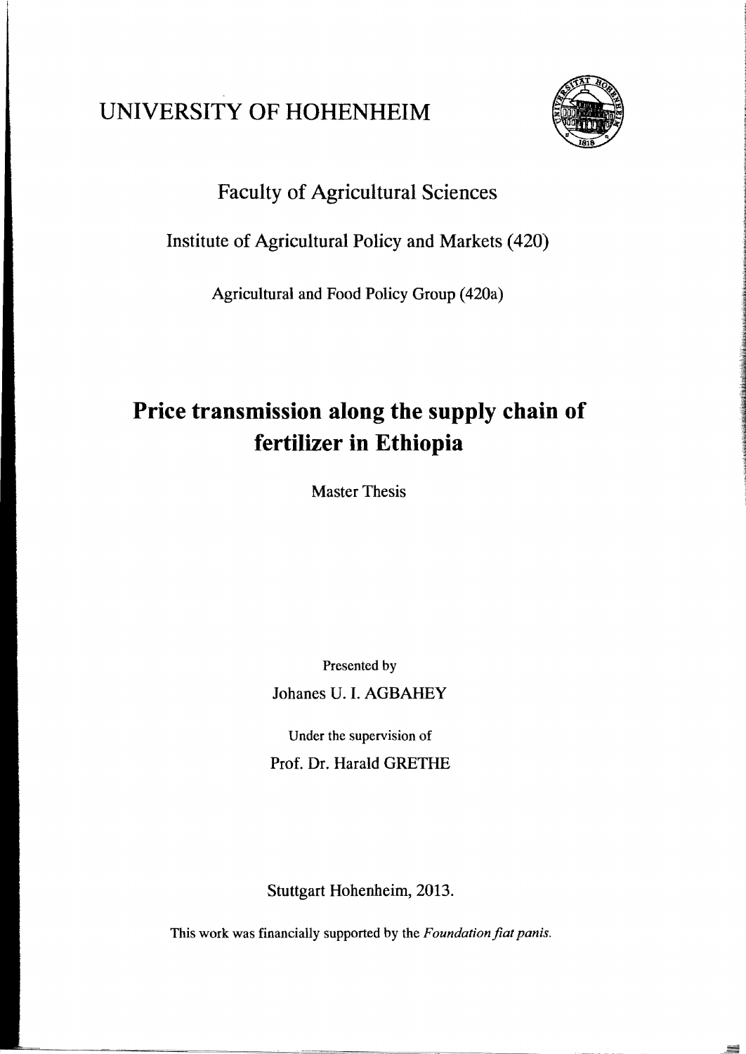UNIVERSITY OF HOHENHEIM

Faculty of Agricultural Sciences

Institute of Agricultural Policy and Markets (420)

Agricultural and Food Policy Group (420a)

# Price transmission along the supply chain of fertilizer in Ethiopia

Master Thesis

Presented by

Johanes U. I. AGBAHEY

Under the supervision of

Prof. Dr. Harald GRETHE

Stuttgart Hohenheim, 2013.

This work was financially supported by the *Foundation fiat panis.*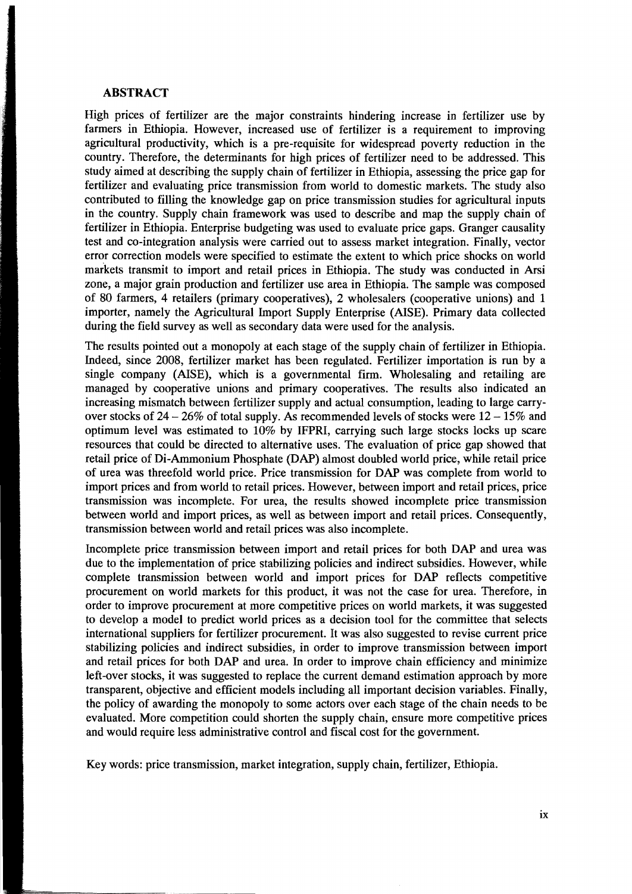## ABSTRACT

High prices of fertilizer are the major constraints hindering increase in fertilizer use by farmers in Ethiopia. However, increased use of fertilizer is a requirement to improving agricultural productivity, which is a pre-requisite for widespread poverty reduction in the country. Therefore, the determinants for high prices of fertilizer need to be addressed. This study aimed at describing the supply chain of fertilizer in Ethiopia, assessing the price gap for fertilizer and evaluating price transmission from world to domestic markets. The study also contributed to filling the knowledge gap on price transmission studies for agricultural inputs in the country. Supply chain framework was used to describe and map the supply chain of fertilizer in Ethiopia. Enterprise budgeting was used to evaluate price gaps. Granger causality test and co-integration analysis were carried out to assess market integration. Finally, vector error correction models were specified to estimate the extent to which price shocks on world markets transmit to import and retail prices in Ethiopia. The study was conducted in Arsi zone, a major grain production and fertilizer use area in Ethiopia. The sample was composed of 80 farmers, 4 retailers (primary cooperatives), 2 wholesalers (cooperative unions) and 1 importer, namely the Agricultural Import Supply Enterprise (AISE). Primary data collected during the field survey as well as secondary data were used for the analysis.

The results pointed out a monopoly at each stage of the supply chain of fertilizer in Ethiopia. Indeed, since 2008, fertilizer market has been regulated. Fertilizer importation is run by a single company (AISE), which is a governmental firm. Wholesaling and retailing are managed by cooperative unions and primary cooperatives. The results also indicated an increasing mismatch between fertilizer supply and actual consumption, leading to large carry-over stocks of 24 – 26% of total supply. As recommended levels of stocks were 12 – 15% and optimum level was estimated to 10% by IFPRI, carrying such large stocks locks up scare resources that could be directed to alternative uses. The evaluation of price gap showed that retail price of Di-Ammonium Phosphate (DAP) almost doubled world price, while retail price of urea was threefold world price. Price transmission for DAP was complete from world to import prices and from world to retail prices. However, between import and retail prices, price transmission was incomplete. For urea, the results showed incomplete price transmission between world and import prices, as well as between import and retail prices. Consequently, transmission between world and retail prices was also incomplete.

Incomplete price transmission between import and retail prices for both DAP and urea was due to the implementation of price stabilizing policies and indirect subsidies. However, while complete transmission between world and import prices for DAP reflects competitive procurement on world markets for this product, it was not the case for urea. Therefore, in order to improve procurement at more competitive prices on world markets, it was suggested to develop a model to predict world prices as a decision tool for the committee that selects international suppliers for fertilizer procurement. It was also suggested to revise current price stabilizing policies and indirect subsidies, in order to improve transmission between import and retail prices for both DAP and urea. In order to improve chain efficiency and minimize left-over stocks, it was suggested to replace the current demand estimation approach by more transparent, objective and efficient models including all important decision variables. Finally, the policy of awarding the monopoly to some actors over each stage of the chain needs to be evaluated. More competition could shorten the supply chain, ensure more competitive prices and would require less administrative control and fiscal cost for the government.

Key words: price transmission, market integration, supply chain, fertilizer, Ethiopia.